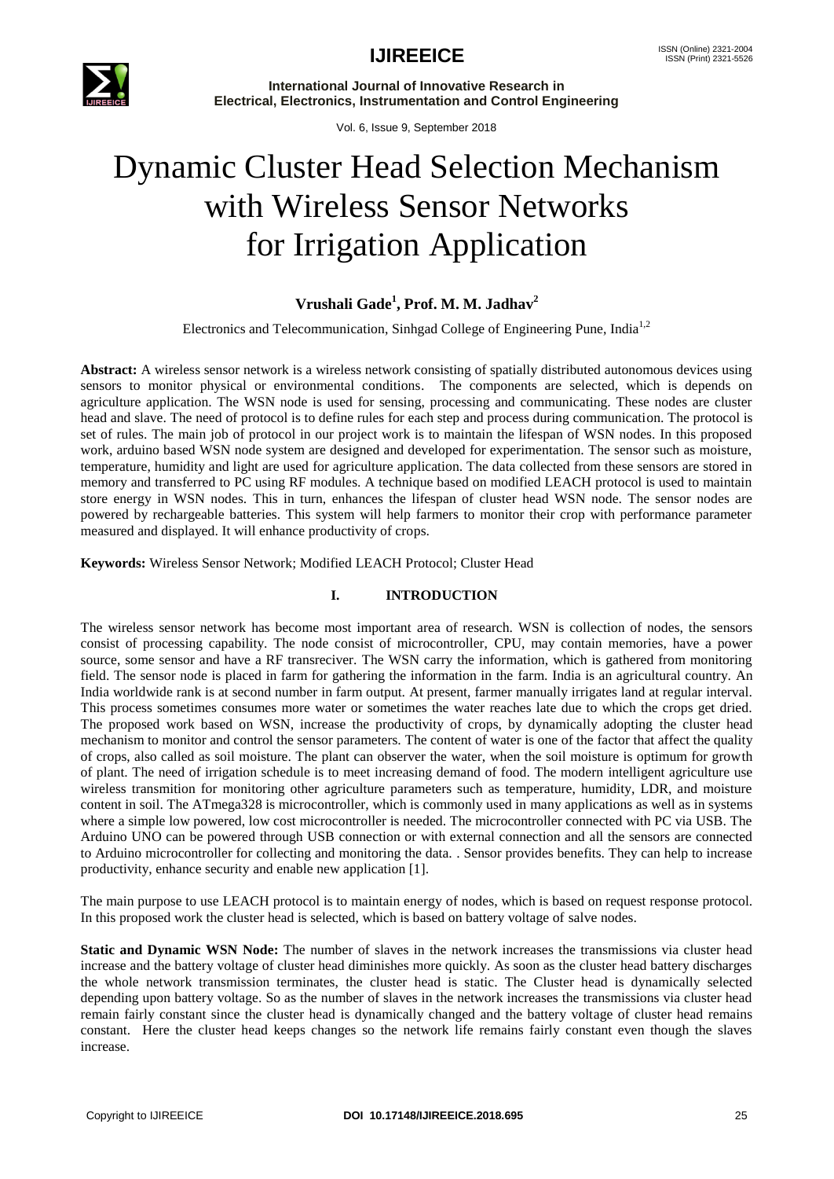# Dynamic Cluster Head Selection Mechanism with Wireless Sensor Networks for Irrigation Application

**Vrushali Gade[1], Prof. M. M. Jadhav[2]**

Electronics and Telecommunication, Sinhgad College of Engineering Pune, India[1,2]

**Abstract:** A wireless sensor network is a wireless network consisting of spatially distributed autonomous devices using sensors to monitor physical or environmental conditions. The components are selected, which is depends on agriculture application. The WSN node is used for sensing, processing and communicating. These nodes are cluster head and slave. The need of protocol is to define rules for each step and process during communication. The protocol is set of rules. The main job of protocol in our project work is to maintain the lifespan of WSN nodes. In this proposed work, arduino based WSN node system are designed and developed for experimentation. The sensor such as moisture, temperature, humidity and light are used for agriculture application. The data collected from these sensors are stored in memory and transferred to PC using RF modules. A technique based on modified LEACH protocol is used to maintain store energy in WSN nodes. This in turn, enhances the lifespan of cluster head WSN node. The sensor nodes are powered by rechargeable batteries. This system will help farmers to monitor their crop with performance parameter measured and displayed. It will enhance productivity of crops.

**Keywords:** Wireless Sensor Network; Modified LEACH Protocol; Cluster Head

## I. INTRODUCTION

The wireless sensor network has become most important area of research. WSN is collection of nodes, the sensors consist of processing capability. The node consist of microcontroller, CPU, may contain memories, have a power source, some sensor and have a RF transreciver. The WSN carry the information, which is gathered from monitoring field. The sensor node is placed in farm for gathering the information in the farm. India is an agricultural country. An India worldwide rank is at second number in farm output. At present, farmer manually irrigates land at regular interval. This process sometimes consumes more water or sometimes the water reaches late due to which the crops get dried. The proposed work based on WSN, increase the productivity of crops, by dynamically adopting the cluster head mechanism to monitor and control the sensor parameters. The content of water is one of the factor that affect the quality of crops, also called as soil moisture. The plant can observer the water, when the soil moisture is optimum for growth of plant. The need of irrigation schedule is to meet increasing demand of food. The modern intelligent agriculture use wireless transmition for monitoring other agriculture parameters such as temperature, humidity, LDR, and moisture content in soil. The ATmega328 is microcontroller, which is commonly used in many applications as well as in systems where a simple low powered, low cost microcontroller is needed. The microcontroller connected with PC via USB. The Arduino UNO can be powered through USB connection or with external connection and all the sensors are connected to Arduino microcontroller for collecting and monitoring the data. . Sensor provides benefits. They can help to increase productivity, enhance security and enable new application [1].

The main purpose to use LEACH protocol is to maintain energy of nodes, which is based on request response protocol. In this proposed work the cluster head is selected, which is based on battery voltage of salve nodes.

**Static and Dynamic WSN Node:** The number of slaves in the network increases the transmissions via cluster head increase and the battery voltage of cluster head diminishes more quickly. As soon as the cluster head battery discharges the whole network transmission terminates, the cluster head is static. The Cluster head is dynamically selected depending upon battery voltage. So as the number of slaves in the network increases the transmissions via cluster head remain fairly constant since the cluster head is dynamically changed and the battery voltage of cluster head remains constant. Here the cluster head keeps changes so the network life remains fairly constant even though the slaves increase.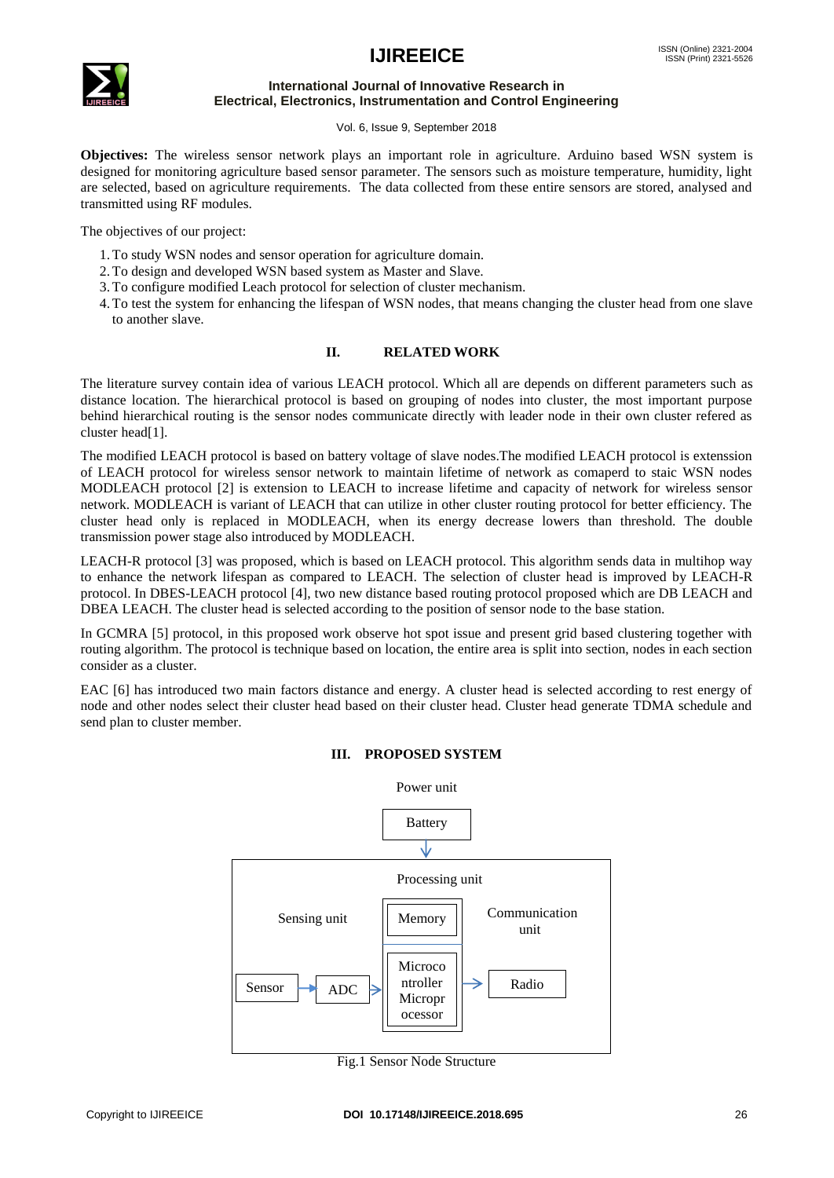**Objectives:** The wireless sensor network plays an important role in agriculture. Arduino based WSN system is designed for monitoring agriculture based sensor parameter. The sensors such as moisture temperature, humidity, light are selected, based on agriculture requirements. The data collected from these entire sensors are stored, analysed and transmitted using RF modules.

The objectives of our project:

1. To study WSN nodes and sensor operation for agriculture domain.
2. To design and developed WSN based system as Master and Slave.
3. To configure modified Leach protocol for selection of cluster mechanism.
4. To test the system for enhancing the lifespan of WSN nodes, that means changing the cluster head from one slave to another slave.

## II. RELATED WORK

The literature survey contain idea of various LEACH protocol. Which all are depends on different parameters such as distance location. The hierarchical protocol is based on grouping of nodes into cluster, the most important purpose behind hierarchical routing is the sensor nodes communicate directly with leader node in their own cluster refered as cluster head[1].

The modified LEACH protocol is based on battery voltage of slave nodes.The modified LEACH protocol is extenssion of LEACH protocol for wireless sensor network to maintain lifetime of network as comaperd to staic WSN nodes MODLEACH protocol [2] is extension to LEACH to increase lifetime and capacity of network for wireless sensor network. MODLEACH is variant of LEACH that can utilize in other cluster routing protocol for better efficiency. The cluster head only is replaced in MODLEACH, when its energy decrease lowers than threshold. The double transmission power stage also introduced by MODLEACH.

LEACH-R protocol [3] was proposed, which is based on LEACH protocol. This algorithm sends data in multihop way to enhance the network lifespan as compared to LEACH. The selection of cluster head is improved by LEACH-R protocol. In DBES-LEACH protocol [4], two new distance based routing protocol proposed which are DB LEACH and DBEA LEACH. The cluster head is selected according to the position of sensor node to the base station.

In GCMRA [5] protocol, in this proposed work observe hot spot issue and present grid based clustering together with routing algorithm. The protocol is technique based on location, the entire area is split into section, nodes in each section consider as a cluster.

EAC [6] has introduced two main factors distance and energy. A cluster head is selected according to rest energy of node and other nodes select their cluster head based on their cluster head. Cluster head generate TDMA schedule and send plan to cluster member.

## III. PROPOSED SYSTEM

Power unit

Battery

Processing unit

Sensing unit

Memory

Communication unit

Sensor → ADC → Microcontroller Microprocessor → Radio

Fig.1 Sensor Node Structure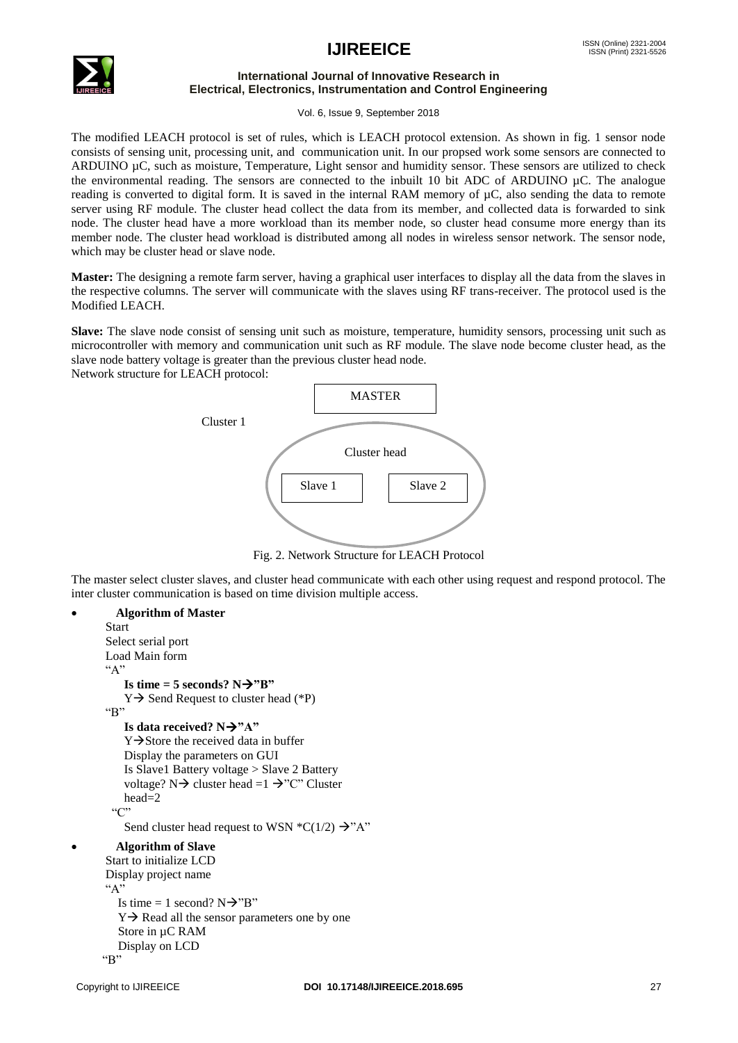The modified LEACH protocol is set of rules, which is LEACH protocol extension. As shown in fig. 1 sensor node consists of sensing unit, processing unit, and communication unit. In our propsed work some sensors are connected to ARDUINO µC, such as moisture, Temperature, Light sensor and humidity sensor. These sensors are utilized to check the environmental reading. The sensors are connected to the inbuilt 10 bit ADC of ARDUINO µC. The analogue reading is converted to digital form. It is saved in the internal RAM memory of µC, also sending the data to remote server using RF module. The cluster head collect the data from its member, and collected data is forwarded to sink node. The cluster head have a more workload than its member node, so cluster head consume more energy than its member node. The cluster head workload is distributed among all nodes in wireless sensor network. The sensor node, which may be cluster head or slave node.

**Master:** The designing a remote farm server, having a graphical user interfaces to display all the data from the slaves in the respective columns. The server will communicate with the slaves using RF trans-receiver. The protocol used is the Modified LEACH.

**Slave:** The slave node consist of sensing unit such as moisture, temperature, humidity sensors, processing unit such as microcontroller with memory and communication unit such as RF module. The slave node become cluster head, as the slave node battery voltage is greater than the previous cluster head node.

Network structure for LEACH protocol:

MASTER

Cluster 1

Cluster head

Slave 1 Slave 2

Fig. 2. Network Structure for LEACH Protocol

The master select cluster slaves, and cluster head communicate with each other using request and respond protocol. The inter cluster communication is based on time division multiple access.

- **Algorithm of Master**

  Start
  Select serial port
  Load Main form
  "A"
  **Is time = 5 seconds? N→"B"**
  Y→ Send Request to cluster head (*P)
  "B"
  **Is data received? N→"A"**
  Y→Store the received data in buffer
  Display the parameters on GUI
  Is Slave1 Battery voltage > Slave 2 Battery voltage? N→ cluster head =1 →"C" Cluster head=2
  "C"
  Send cluster head request to WSN *C(1/2) →"A"

- **Algorithm of Slave**

  Start to initialize LCD
  Display project name
  "A"
  Is time = 1 second? N→"B"
  Y→ Read all the sensor parameters one by one
  Store in µC RAM
  Display on LCD
  "B"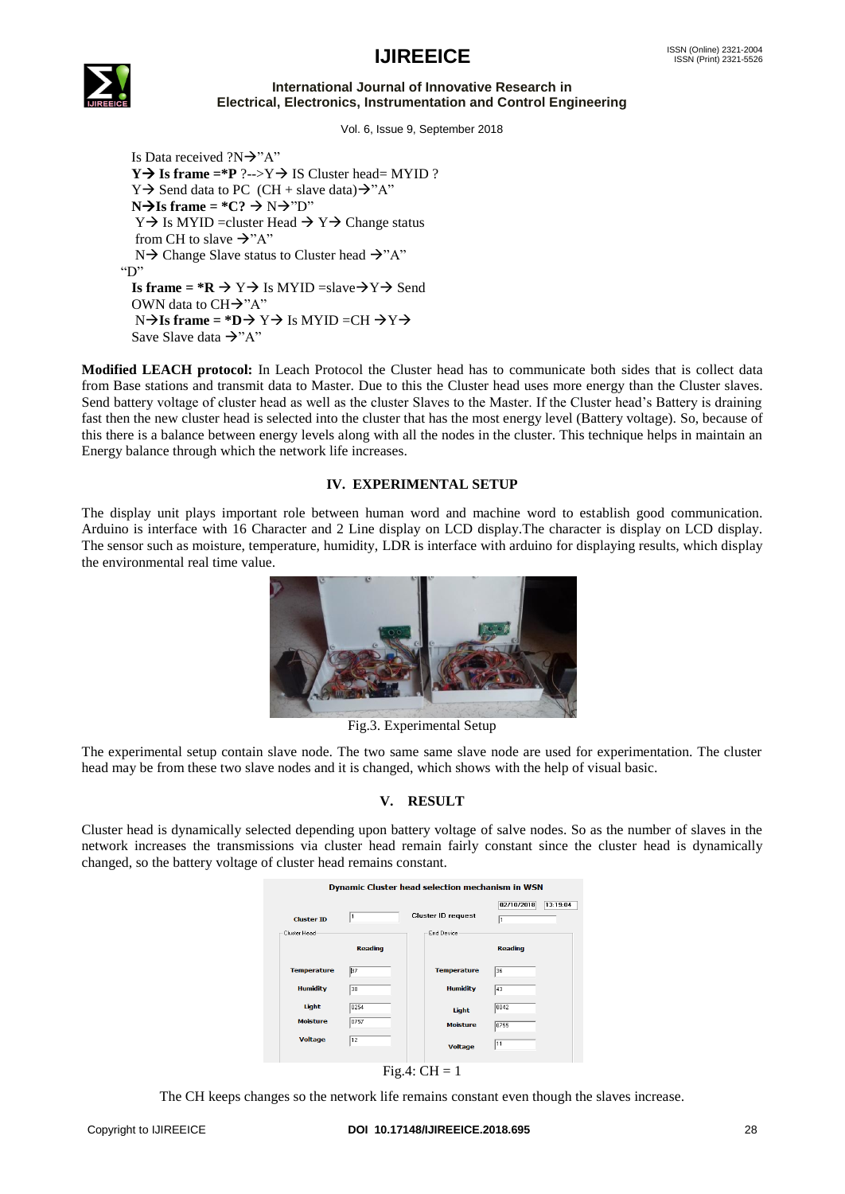Is Data received ?N→"A"

**Y→ Is frame =*P** ?-->Y→ IS Cluster head= MYID ?

Y→ Send data to PC (CH + slave data)→"A"

**N→Is frame = *C?** → N→"D"

Y→ Is MYID =cluster Head → Y→ Change status from CH to slave →"A"

N→ Change Slave status to Cluster head →"A"

"D"

**Is frame = *R** → Y→ Is MYID =slave→Y→ Send OWN data to CH→"A"

N→**Is frame = *D**→ Y→ Is MYID =CH →Y→ Save Slave data →"A"

**Modified LEACH protocol:** In Leach Protocol the Cluster head has to communicate both sides that is collect data from Base stations and transmit data to Master. Due to this the Cluster head uses more energy than the Cluster slaves. Send battery voltage of cluster head as well as the cluster Slaves to the Master. If the Cluster head's Battery is draining fast then the new cluster head is selected into the cluster that has the most energy level (Battery voltage). So, because of this there is a balance between energy levels along with all the nodes in the cluster. This technique helps in maintain an Energy balance through which the network life increases.

## IV. EXPERIMENTAL SETUP

The display unit plays important role between human word and machine word to establish good communication. Arduino is interface with 16 Character and 2 Line display on LCD display.The character is display on LCD display. The sensor such as moisture, temperature, humidity, LDR is interface with arduino for displaying results, which display the environmental real time value.

Fig.3. Experimental Setup

The experimental setup contain slave node. The two same same slave node are used for experimentation. The cluster head may be from these two slave nodes and it is changed, which shows with the help of visual basic.

## V. RESULT

Cluster head is dynamically selected depending upon battery voltage of salve nodes. So as the number of slaves in the network increases the transmissions via cluster head remain fairly constant since the cluster head is dynamically changed, so the battery voltage of cluster head remains constant.

Fig.4: CH = 1

The CH keeps changes so the network life remains constant even though the slaves increase.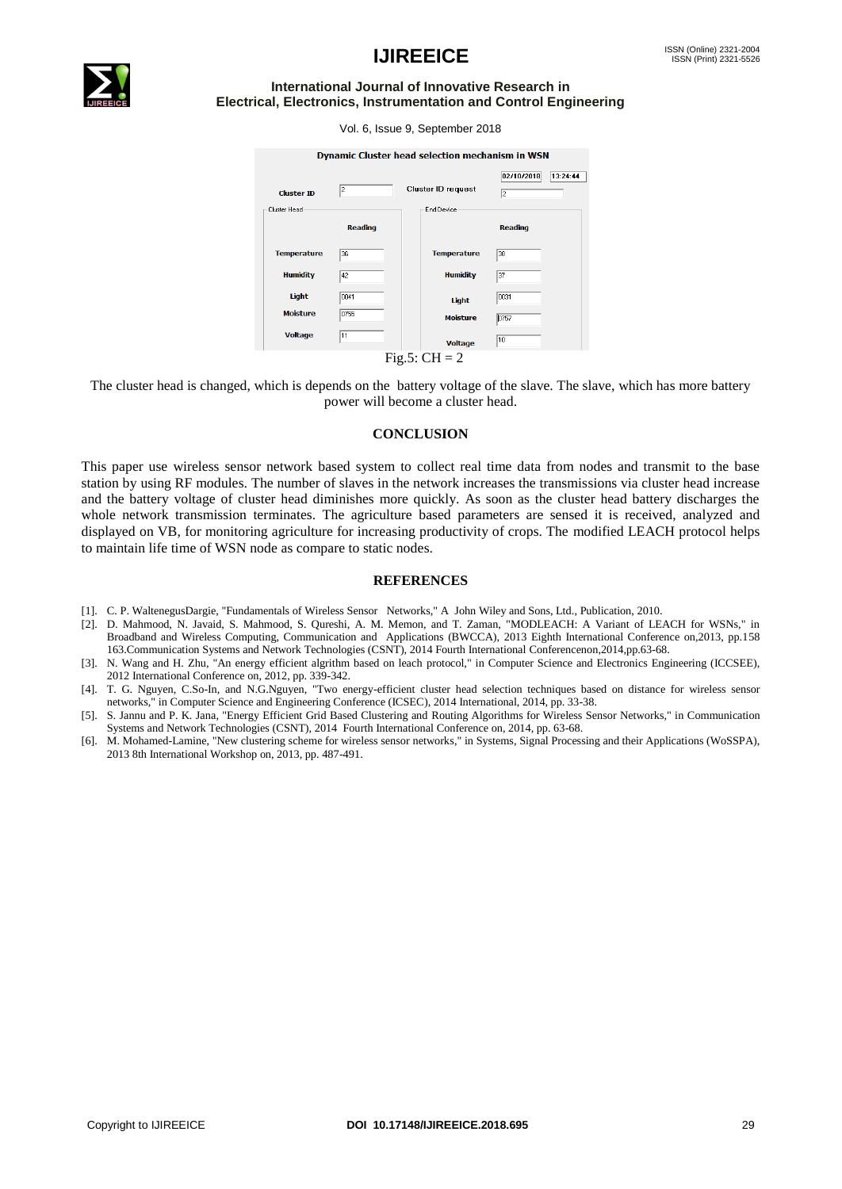Dynamic Cluster head selection mechanism in WSN

Cluster ID 2

Cluster ID request 2

02/10/2018 13:24:44

Cluster Head

Reading

Temperature 36

Humidity 42

Light 0041

Moisture 0755

Voltage 11

End Device

Reading

Temperature 38

Humidity 37

Light 0031

Moisture 0757

Voltage 10

Fig.5: CH = 2

The cluster head is changed, which is depends on the battery voltage of the slave. The slave, which has more battery power will become a cluster head.

## CONCLUSION

This paper use wireless sensor network based system to collect real time data from nodes and transmit to the base station by using RF modules. The number of slaves in the network increases the transmissions via cluster head increase and the battery voltage of cluster head diminishes more quickly. As soon as the cluster head battery discharges the whole network transmission terminates. The agriculture based parameters are sensed it is received, analyzed and displayed on VB, for monitoring agriculture for increasing productivity of crops. The modified LEACH protocol helps to maintain life time of WSN node as compare to static nodes.

## REFERENCES

[1]. C. P. WaltenegusDargie, "Fundamentals of Wireless Sensor Networks," A John Wiley and Sons, Ltd., Publication, 2010.

[2]. D. Mahmood, N. Javaid, S. Mahmood, S. Qureshi, A. M. Memon, and T. Zaman, "MODLEACH: A Variant of LEACH for WSNs," in Broadband and Wireless Computing, Communication and Applications (BWCCA), 2013 Eighth International Conference on,2013, pp.158 163.Communication Systems and Network Technologies (CSNT), 2014 Fourth International Conferencenon,2014,pp.63-68.

[3]. N. Wang and H. Zhu, "An energy efficient algrithm based on leach protocol," in Computer Science and Electronics Engineering (ICCSEE), 2012 International Conference on, 2012, pp. 339-342.

[4]. T. G. Nguyen, C.So-In, and N.G.Nguyen, "Two energy-efficient cluster head selection techniques based on distance for wireless sensor networks," in Computer Science and Engineering Conference (ICSEC), 2014 International, 2014, pp. 33-38.

[5]. S. Jannu and P. K. Jana, "Energy Efficient Grid Based Clustering and Routing Algorithms for Wireless Sensor Networks," in Communication Systems and Network Technologies (CSNT), 2014 Fourth International Conference on, 2014, pp. 63-68.

[6]. M. Mohamed-Lamine, "New clustering scheme for wireless sensor networks," in Systems, Signal Processing and their Applications (WoSSPA), 2013 8th International Workshop on, 2013, pp. 487-491.